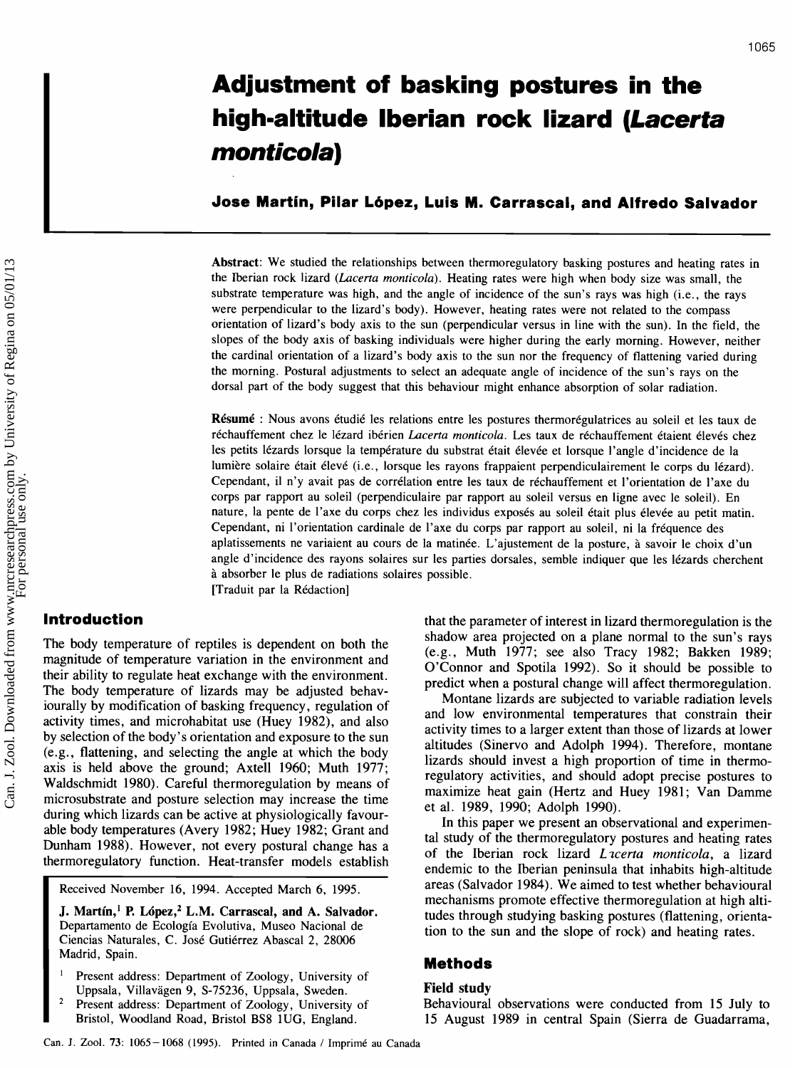# Adjustment of basking postures in the high-altitude Iberian rock lizard (*Lacerta monticola*)

**Jose Martín, Pilar López, Luis M. Carrascal, and Alfredo Salvador**

**Abstract**: We studied the relationships between thermoregulatory basking postures and heating rates in the Iberian rock lizard (*Lacerta monticola*). Heating rates were high when body size was small, the substrate temperature was high, and the angle of incidence of the sun's rays was high (i.e., the rays were perpendicular to the lizard's body). However, heating rates were not related to the compass orientation of lizard's body axis to the sun (perpendicular versus in line with the sun). In the field, the slopes of the body axis of basking individuals were higher during the early morning. However, neither the cardinal orientation of a lizard's body axis to the sun nor the frequency of flattening varied during the morning. Postural adjustments to select an adequate angle of incidence of the sun's rays on the dorsal part of the body suggest that this behaviour might enhance absorption of solar radiation.

**Résumé** : Nous avons étudié les relations entre les postures thermorégulatrices au soleil et les taux de réchauffement chez le lézard ibérien *Lacerta monticola*. Les taux de réchauffement étaient élevés chez les petits lézards lorsque la température du substrat était élevée et lorsque l'angle d'incidence de la lumière solaire était élevé (i.e., lorsque les rayons frappaient perpendiculairement le corps du lézard). Cependant, il n'y avait pas de corrélation entre les taux de réchauffement et l'orientation de l'axe du corps par rapport au soleil (perpendiculaire par rapport au soleil versus en ligne avec le soleil). En nature, la pente de l'axe du corps chez les individus exposés au soleil était plus élevée au petit matin. Cependant, ni l'orientation cardinale de l'axe du corps par rapport au soleil, ni la fréquence des aplatissements ne variaient au cours de la matinée. L'ajustement de la posture, à savoir le choix d'un angle d'incidence des rayons solaires sur les parties dorsales, semble indiquer que les lézards cherchent à absorber le plus de radiations solaires possible.
[Traduit par la Rédaction]

## Introduction

The body temperature of reptiles is dependent on both the magnitude of temperature variation in the environment and their ability to regulate heat exchange with the environment. The body temperature of lizards may be adjusted behaviourally by modification of basking frequency, regulation of activity times, and microhabitat use (Huey 1982), and also by selection of the body's orientation and exposure to the sun (e.g., flattening, and selecting the angle at which the body axis is held above the ground; Axtell 1960; Muth 1977; Waldschmidt 1980). Careful thermoregulation by means of microsubstrate and posture selection may increase the time during which lizards can be active at physiologically favourable body temperatures (Avery 1982; Huey 1982; Grant and Dunham 1988). However, not every postural change has a thermoregulatory function. Heat-transfer models establish that the parameter of interest in lizard thermoregulation is the shadow area projected on a plane normal to the sun's rays (e.g., Muth 1977; see also Tracy 1982; Bakken 1989; O'Connor and Spotila 1992). So it should be possible to predict when a postural change will affect thermoregulation.

Montane lizards are subjected to variable radiation levels and low environmental temperatures that constrain their activity times to a larger extent than those of lizards at lower altitudes (Sinervo and Adolph 1994). Therefore, montane lizards should invest a high proportion of time in thermoregulatory activities, and should adopt precise postures to maximize heat gain (Hertz and Huey 1981; Van Damme et al. 1989, 1990; Adolph 1990).

In this paper we present an observational and experimental study of the thermoregulatory postures and heating rates of the Iberian rock lizard *Lacerta monticola*, a lizard endemic to the Iberian peninsula that inhabits high-altitude areas (Salvador 1984). We aimed to test whether behavioural mechanisms promote effective thermoregulation at high altitudes through studying basking postures (flattening, orientation to the sun and the slope of rock) and heating rates.

## Methods

### Field study

Behavioural observations were conducted from 15 July to 15 August 1989 in central Spain (Sierra de Guadarrama,

Received November 16, 1994. Accepted March 6, 1995.

**J. Martín,[1] P. López,[2] L.M. Carrascal, and A. Salvador.** Departamento de Ecología Evolutiva, Museo Nacional de Ciencias Naturales, C. José Gutiérrez Abascal 2, 28006 Madrid, Spain.

[1] Present address: Department of Zoology, University of Uppsala, Villavägen 9, S-75236, Uppsala, Sweden.

[2] Present address: Department of Zoology, University of Bristol, Woodland Road, Bristol BS8 1UG, England.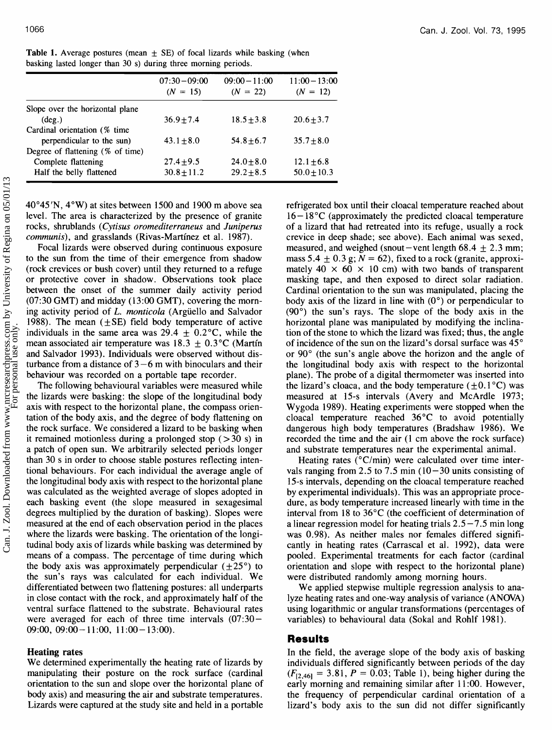**Table 1.** Average postures (mean ± SE) of focal lizards while basking (when basking lasted longer than 30 s) during three morning periods.

| | 07:30–09:00 ($N$ = 15) | 09:00–11:00 ($N$ = 22) | 11:00–13:00 ($N$ = 12) |
|---|---|---|---|
| Slope over the horizontal plane (deg.) | 36.9±7.4 | 18.5±3.8 | 20.6±3.7 |
| Cardinal orientation (% time perpendicular to the sun) | 43.1±8.0 | 54.8±6.7 | 35.7±8.0 |
| Degree of flattening (% of time) | | | |
| Complete flattening | 27.4±9.5 | 24.0±8.0 | 12.1±6.8 |
| Half the belly flattened | 30.8±11.2 | 29.2±8.5 | 50.0±10.3 |

40°45′N, 4°W) at sites between 1500 and 1900 m above sea level. The area is characterized by the presence of granite rocks, shrublands (*Cytisus oromediterraneus* and *Juniperus communis*), and grasslands (Rivas-Martínez et al. 1987).

Focal lizards were observed during continuous exposure to the sun from the time of their emergence from shadow (rock crevices or bush cover) until they returned to a refuge or protective cover in shadow. Observations took place between the onset of the summer daily activity period (07:30 GMT) and midday (13:00 GMT), covering the morning activity period of *L. monticola* (Argüello and Salvador 1988). The mean (±SE) field body temperature of active individuals in the same area was 29.4 ± 0.2°C, while the mean associated air temperature was 18.3 ± 0.3°C (Martín and Salvador 1993). Individuals were observed without disturbance from a distance of 3–6 m with binoculars and their behaviour was recorded on a portable tape recorder.

The following behavioural variables were measured while the lizards were basking: the slope of the longitudinal body axis with respect to the horizontal plane, the compass orientation of the body axis, and the degree of body flattening on the rock surface. We considered a lizard to be basking when it remained motionless during a prolonged stop (>30 s) in a patch of open sun. We arbitrarily selected periods longer than 30 s in order to choose stable postures reflecting intentional behaviours. For each individual the average angle of the longitudinal body axis with respect to the horizontal plane was calculated as the weighted average of slopes adopted in each basking event (the slope measured in sexagesimal degrees multiplied by the duration of basking). Slopes were measured at the end of each observation period in the places where the lizards were basking. The orientation of the longitudinal body axis of lizards while basking was determined by means of a compass. The percentage of time during which the body axis was approximately perpendicular (±25°) to the sun's rays was calculated for each individual. We differentiated between two flattening postures: all underparts in close contact with the rock, and approximately half of the ventral surface flattened to the substrate. Behavioural rates were averaged for each of three time intervals (07:30–09:00, 09:00–11:00, 11:00–13:00).

### Heating rates

We determined experimentally the heating rate of lizards by manipulating their posture on the rock surface (cardinal orientation to the sun and slope over the horizontal plane of body axis) and measuring the air and substrate temperatures. Lizards were captured at the study site and held in a portable refrigerated box until their cloacal temperature reached about 16–18°C (approximately the predicted cloacal temperature of a lizard that had retreated into its refuge, usually a rock crevice in deep shade; see above). Each animal was sexed, measured, and weighed (snout–vent length 68.4 ± 2.3 mm; mass 5.4 ± 0.3 g; $N$ = 62), fixed to a rock (granite, approximately 40 × 60 × 10 cm) with two bands of transparent masking tape, and then exposed to direct solar radiation. Cardinal orientation to the sun was manipulated, placing the body axis of the lizard in line with (0°) or perpendicular to (90°) the sun's rays. The slope of the body axis in the horizontal plane was manipulated by modifying the inclination of the stone to which the lizard was fixed; thus, the angle of incidence of the sun on the lizard's dorsal surface was 45° or 90° (the sun's angle above the horizon and the angle of the longitudinal body axis with respect to the horizontal plane). The probe of a digital thermometer was inserted into the lizard's cloaca, and the body temperature (±0.1°C) was measured at 15-s intervals (Avery and McArdle 1973; Wygoda 1989). Heating experiments were stopped when the cloacal temperature reached 36°C to avoid potentially dangerous high body temperatures (Bradshaw 1986). We recorded the time and the air (1 cm above the rock surface) and substrate temperatures near the experimental animal.

Heating rates (°C/min) were calculated over time intervals ranging from 2.5 to 7.5 min (10–30 units consisting of 15-s intervals, depending on the cloacal temperature reached by experimental individuals). This was an appropriate procedure, as body temperature increased linearly with time in the interval from 18 to 36°C (the coefficient of determination of a linear regression model for heating trials 2.5–7.5 min long was 0.98). As neither males nor females differed significantly in heating rates (Carrascal et al. 1992), data were pooled. Experimental treatments for each factor (cardinal orientation and slope with respect to the horizontal plane) were distributed randomly among morning hours.

We applied stepwise multiple regression analysis to analyze heating rates and one-way analysis of variance (ANOVA) using logarithmic or angular transformations (percentages of variables) to behavioural data (Sokal and Rohlf 1981).

## Results

In the field, the average slope of the body axis of basking individuals differed significantly between periods of the day ($F_{[2,46]} = 3.81$, $P = 0.03$; Table 1), being higher during the early morning and remaining similar after 11:00. However, the frequency of perpendicular cardinal orientation of a lizard's body axis to the sun did not differ significantly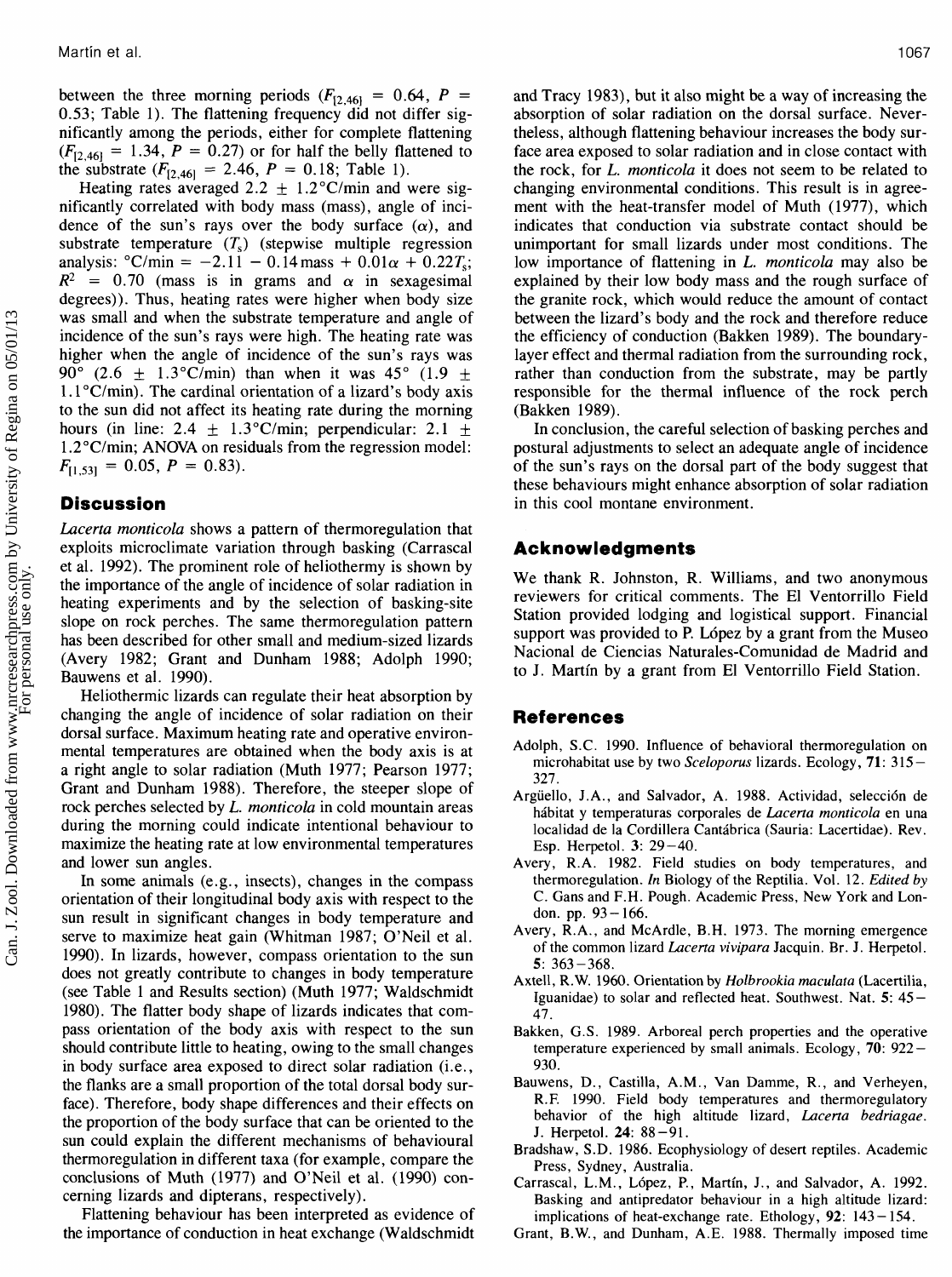between the three morning periods ($F_{[2,46]} = 0.64$, $P = 0.53$; Table 1). The flattening frequency did not differ significantly among the periods, either for complete flattening ($F_{[2,46]} = 1.34$, $P = 0.27$) or for half the belly flattened to the substrate ($F_{[2,46]} = 2.46$, $P = 0.18$; Table 1).

Heating rates averaged $2.2 \pm 1.2$°C/min and were significantly correlated with body mass (mass), angle of incidence of the sun's rays over the body surface ($\alpha$), and substrate temperature ($T_s$) (stepwise multiple regression analysis: °C/min $= -2.11 - 0.14\,\text{mass} + 0.01\alpha + 0.22T_s$; $R^2 = 0.70$ (mass is in grams and $\alpha$ in sexagesimal degrees)). Thus, heating rates were higher when body size was small and when the substrate temperature and angle of incidence of the sun's rays were high. The heating rate was higher when the angle of incidence of the sun's rays was 90° ($2.6 \pm 1.3$°C/min) than when it was 45° ($1.9 \pm 1.1$°C/min). The cardinal orientation of a lizard's body axis to the sun did not affect its heating rate during the morning hours (in line: $2.4 \pm 1.3$°C/min; perpendicular: $2.1 \pm 1.2$°C/min; ANOVA on residuals from the regression model: $F_{[1,53]} = 0.05$, $P = 0.83$).

## Discussion

*Lacerta monticola* shows a pattern of thermoregulation that exploits microclimate variation through basking (Carrascal et al. 1992). The prominent role of heliothermy is shown by the importance of the angle of incidence of solar radiation in heating experiments and by the selection of basking-site slope on rock perches. The same thermoregulation pattern has been described for other small and medium-sized lizards (Avery 1982; Grant and Dunham 1988; Adolph 1990; Bauwens et al. 1990).

Heliothermic lizards can regulate their heat absorption by changing the angle of incidence of solar radiation on their dorsal surface. Maximum heating rate and operative environmental temperatures are obtained when the body axis is at a right angle to solar radiation (Muth 1977; Pearson 1977; Grant and Dunham 1988). Therefore, the steeper slope of rock perches selected by *L. monticola* in cold mountain areas during the morning could indicate intentional behaviour to maximize the heating rate at low environmental temperatures and lower sun angles.

In some animals (e.g., insects), changes in the compass orientation of their longitudinal body axis with respect to the sun result in significant changes in body temperature and serve to maximize heat gain (Whitman 1987; O'Neil et al. 1990). In lizards, however, compass orientation to the sun does not greatly contribute to changes in body temperature (see Table 1 and Results section) (Muth 1977; Waldschmidt 1980). The flatter body shape of lizards indicates that compass orientation of the body axis with respect to the sun should contribute little to heating, owing to the small changes in body surface area exposed to direct solar radiation (i.e., the flanks are a small proportion of the total dorsal body surface). Therefore, body shape differences and their effects on the proportion of the body surface that can be oriented to the sun could explain the different mechanisms of behavioural thermoregulation in different taxa (for example, compare the conclusions of Muth (1977) and O'Neil et al. (1990) concerning lizards and dipterans, respectively).

Flattening behaviour has been interpreted as evidence of the importance of conduction in heat exchange (Waldschmidt and Tracy 1983), but it also might be a way of increasing the absorption of solar radiation on the dorsal surface. Nevertheless, although flattening behaviour increases the body surface area exposed to solar radiation and in close contact with the rock, for *L. monticola* it does not seem to be related to changing environmental conditions. This result is in agreement with the heat-transfer model of Muth (1977), which indicates that conduction via substrate contact should be unimportant for small lizards under most conditions. The low importance of flattening in *L. monticola* may also be explained by their low body mass and the rough surface of the granite rock, which would reduce the amount of contact between the lizard's body and the rock and therefore reduce the efficiency of conduction (Bakken 1989). The boundary-layer effect and thermal radiation from the surrounding rock, rather than conduction from the substrate, may be partly responsible for the thermal influence of the rock perch (Bakken 1989).

In conclusion, the careful selection of basking perches and postural adjustments to select an adequate angle of incidence of the sun's rays on the dorsal part of the body suggest that these behaviours might enhance absorption of solar radiation in this cool montane environment.

## Acknowledgments

We thank R. Johnston, R. Williams, and two anonymous reviewers for critical comments. The El Ventorrillo Field Station provided lodging and logistical support. Financial support was provided to P. López by a grant from the Museo Nacional de Ciencias Naturales-Comunidad de Madrid and to J. Martín by a grant from El Ventorrillo Field Station.

## References

Adolph, S.C. 1990. Influence of behavioral thermoregulation on microhabitat use by two *Sceloporus* lizards. Ecology, **71**: 315–327.

Argüello, J.A., and Salvador, A. 1988. Actividad, selección de hábitat y temperaturas corporales de *Lacerta monticola* en una localidad de la Cordillera Cantábrica (Sauria: Lacertidae). Rev. Esp. Herpetol. **3**: 29–40.

Avery, R.A. 1982. Field studies on body temperatures, and thermoregulation. *In* Biology of the Reptilia. Vol. 12. *Edited by* C. Gans and F.H. Pough. Academic Press, New York and London. pp. 93–166.

Avery, R.A., and McArdle, B.H. 1973. The morning emergence of the common lizard *Lacerta vivipara* Jacquin. Br. J. Herpetol. **5**: 363–368.

Axtell, R.W. 1960. Orientation by *Holbrookia maculata* (Lacertilia, Iguanidae) to solar and reflected heat. Southwest. Nat. **5**: 45–47.

Bakken, G.S. 1989. Arboreal perch properties and the operative temperature experienced by small animals. Ecology, **70**: 922–930.

Bauwens, D., Castilla, A.M., Van Damme, R., and Verheyen, R.F. 1990. Field body temperatures and thermoregulatory behavior of the high altitude lizard, *Lacerta bedriagae*. J. Herpetol. **24**: 88–91.

Bradshaw, S.D. 1986. Ecophysiology of desert reptiles. Academic Press, Sydney, Australia.

Carrascal, L.M., López, P., Martín, J., and Salvador, A. 1992. Basking and antipredator behaviour in a high altitude lizard: implications of heat-exchange rate. Ethology, **92**: 143–154.

Grant, B.W., and Dunham, A.E. 1988. Thermally imposed time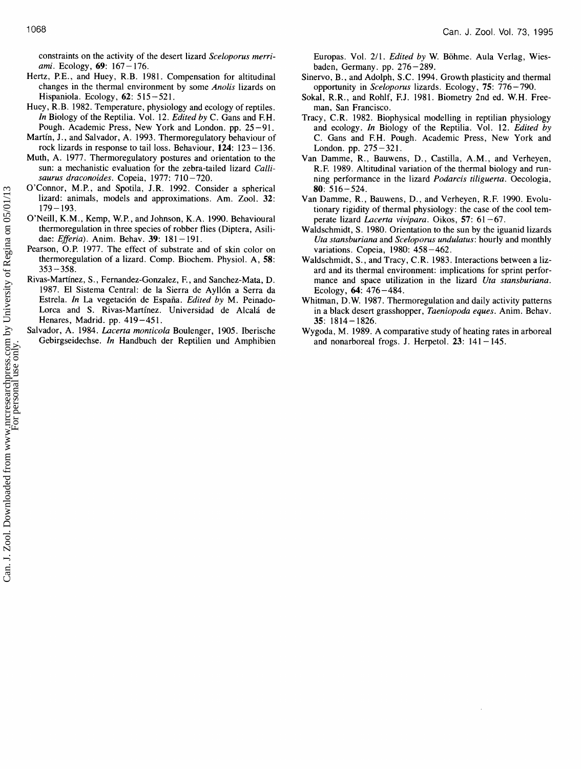constraints on the activity of the desert lizard *Sceloporus merriami*. Ecology, **69**: 167–176.

Hertz, P.E., and Huey, R.B. 1981. Compensation for altitudinal changes in the thermal environment by some *Anolis* lizards on Hispaniola. Ecology, **62**: 515–521.

Huey, R.B. 1982. Temperature, physiology and ecology of reptiles. *In* Biology of the Reptilia. Vol. 12. *Edited by* C. Gans and F.H. Pough. Academic Press, New York and London. pp. 25–91.

Martín, J., and Salvador, A. 1993. Thermoregulatory behaviour of rock lizards in response to tail loss. Behaviour, **124**: 123–136.

Muth, A. 1977. Thermoregulatory postures and orientation to the sun: a mechanistic evaluation for the zebra-tailed lizard *Callisaurus draconoides*. Copeia, 1977: 710–720.

O'Connor, M.P., and Spotila, J.R. 1992. Consider a spherical lizard: animals, models and approximations. Am. Zool. **32**: 179–193.

O'Neill, K.M., Kemp, W.P., and Johnson, K.A. 1990. Behavioural thermoregulation in three species of robber flies (Diptera, Asilidae: *Efferia*). Anim. Behav. **39**: 181–191.

Pearson, O.P. 1977. The effect of substrate and of skin color on thermoregulation of a lizard. Comp. Biochem. Physiol. A, **58**: 353–358.

Rivas-Martínez, S., Fernandez-Gonzalez, F., and Sanchez-Mata, D. 1987. El Sistema Central: de la Sierra de Ayllón a Serra da Estrela. *In* La vegetación de España. *Edited by* M. Peinado-Lorca and S. Rivas-Martínez. Universidad de Alcalá de Henares, Madrid. pp. 419–451.

Salvador, A. 1984. *Lacerta monticola* Boulenger, 1905. Iberische Gebirgseidechse. *In* Handbuch der Reptilien und Amphibien Europas. Vol. 2/1. *Edited by* W. Böhme. Aula Verlag, Wiesbaden, Germany. pp. 276–289.

Sinervo, B., and Adolph, S.C. 1994. Growth plasticity and thermal opportunity in *Sceloporus* lizards. Ecology, **75**: 776–790.

Sokal, R.R., and Rohlf, F.J. 1981. Biometry 2nd ed. W.H. Freeman, San Francisco.

Tracy, C.R. 1982. Biophysical modelling in reptilian physiology and ecology. *In* Biology of the Reptilia. Vol. 12. *Edited by* C. Gans and F.H. Pough. Academic Press, New York and London. pp. 275–321.

Van Damme, R., Bauwens, D., Castilla, A.M., and Verheyen, R.F. 1989. Altitudinal variation of the thermal biology and running performance in the lizard *Podarcis tiliguerta*. Oecologia, **80**: 516–524.

Van Damme, R., Bauwens, D., and Verheyen, R.F. 1990. Evolutionary rigidity of thermal physiology: the case of the cool temperate lizard *Lacerta vivipara*. Oikos, **57**: 61–67.

Waldschmidt, S. 1980. Orientation to the sun by the iguanid lizards *Uta stansburiana* and *Sceloporus undulatus*: hourly and monthly variations. Copeia, 1980: 458–462.

Waldschmidt, S., and Tracy, C.R. 1983. Interactions between a lizard and its thermal environment: implications for sprint performance and space utilization in the lizard *Uta stansburiana*. Ecology, **64**: 476–484.

Whitman, D.W. 1987. Thermoregulation and daily activity patterns in a black desert grasshopper, *Taeniopoda eques*. Anim. Behav. **35**: 1814–1826.

Wygoda, M. 1989. A comparative study of heating rates in arboreal and nonarboreal frogs. J. Herpetol. **23**: 141–145.